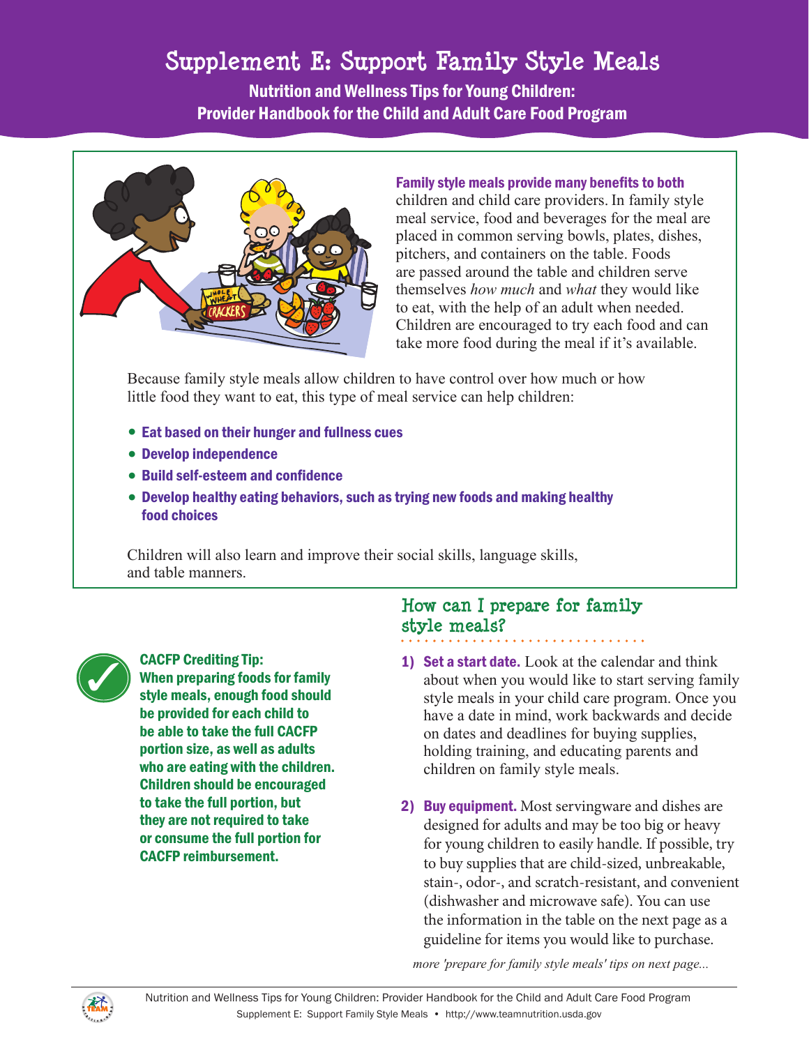# Supplement E: Support Family Style Meals

**Nutrition and Wellness Tips for Young Children: Provider Handbook for the Child and Adult Care Food Program**

**Family style meals provide many benefits to both** children and child care providers. In family style meal service, food and beverages for the meal are placed in common serving bowls, plates, dishes, pitchers, and containers on the table. Foods are passed around the table and children serve themselves *how much* and *what* they would like to eat, with the help of an adult when needed. Children are encouraged to try each food and can take more food during the meal if it's available.

Because family style meals allow children to have control over how much or how little food they want to eat, this type of meal service can help children:

- **Eat based on their hunger and fullness cues**
- **Develop independence**
- **Build self-esteem and confidence**
- **Develop healthy eating behaviors, such as trying new foods and making healthy food choices**

Children will also learn and improve their social skills, language skills, and table manners.

**CACFP Crediting Tip: When preparing foods for family style meals, enough food should be provided for each child to be able to take the full CACFP portion size, as well as adults who are eating with the children. Children should be encouraged to take the full portion, but they are not required to take or consume the full portion for CACFP reimbursement.**

## How can I prepare for family style meals?

1) **Set a start date.** Look at the calendar and think about when you would like to start serving family style meals in your child care program. Once you have a date in mind, work backwards and decide on dates and deadlines for buying supplies, holding training, and educating parents and children on family style meals.

2) **Buy equipment.** Most servingware and dishes are designed for adults and may be too big or heavy for young children to easily handle. If possible, try to buy supplies that are child-sized, unbreakable, stain-, odor-, and scratch-resistant, and convenient (dishwasher and microwave safe). You can use the information in the table on the next page as a guideline for items you would like to purchase.

*more 'prepare for family style meals' tips on next page...*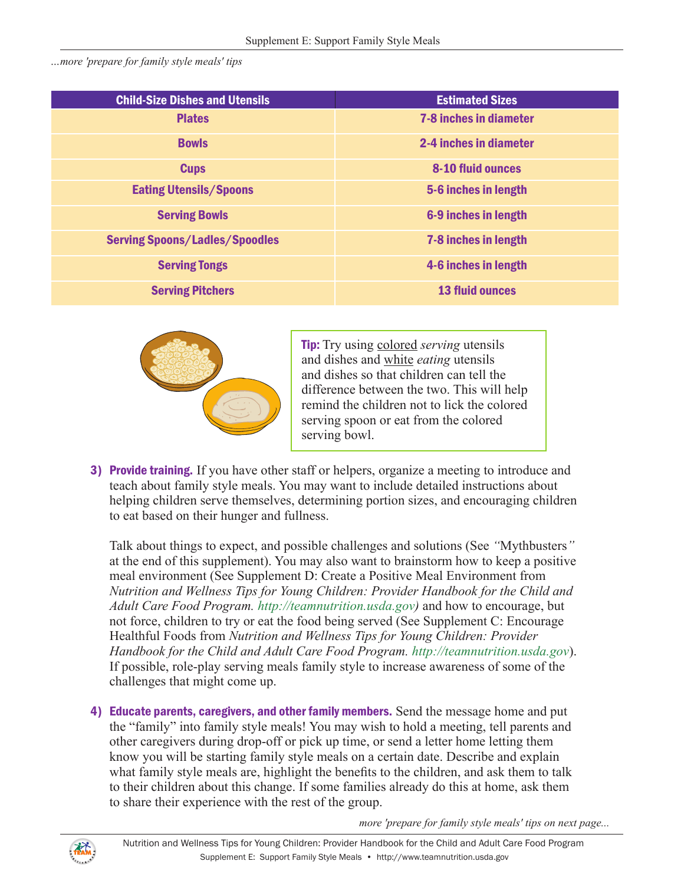*...more 'prepare for family style meals' tips*

| Child-Size Dishes and Utensils | Estimated Sizes |
|---|---|
| Plates | 7-8 inches in diameter |
| Bowls | 2-4 inches in diameter |
| Cups | 8-10 fluid ounces |
| Eating Utensils/Spoons | 5-6 inches in length |
| Serving Bowls | 6-9 inches in length |
| Serving Spoons/Ladles/Spoodles | 7-8 inches in length |
| Serving Tongs | 4-6 inches in length |
| Serving Pitchers | 13 fluid ounces |

**Tip:** Try using colored *serving* utensils and dishes and white *eating* utensils and dishes so that children can tell the difference between the two. This will help remind the children not to lick the colored serving spoon or eat from the colored serving bowl.

3) **Provide training.** If you have other staff or helpers, organize a meeting to introduce and teach about family style meals. You may want to include detailed instructions about helping children serve themselves, determining portion sizes, and encouraging children to eat based on their hunger and fullness.

   Talk about things to expect, and possible challenges and solutions (See *"*Mythbusters*"* at the end of this supplement). You may also want to brainstorm how to keep a positive meal environment (See Supplement D: Create a Positive Meal Environment from *Nutrition and Wellness Tips for Young Children: Provider Handbook for the Child and Adult Care Food Program. http://teamnutrition.usda.gov)* and how to encourage, but not force, children to try or eat the food being served (See Supplement C: Encourage Healthful Foods from *Nutrition and Wellness Tips for Young Children: Provider Handbook for the Child and Adult Care Food Program. http://teamnutrition.usda.gov*). If possible, role-play serving meals family style to increase awareness of some of the challenges that might come up.

4) **Educate parents, caregivers, and other family members.** Send the message home and put the "family" into family style meals! You may wish to hold a meeting, tell parents and other caregivers during drop-off or pick up time, or send a letter home letting them know you will be starting family style meals on a certain date. Describe and explain what family style meals are, highlight the benefits to the children, and ask them to talk to their children about this change. If some families already do this at home, ask them to share their experience with the rest of the group.

*more 'prepare for family style meals' tips on next page...*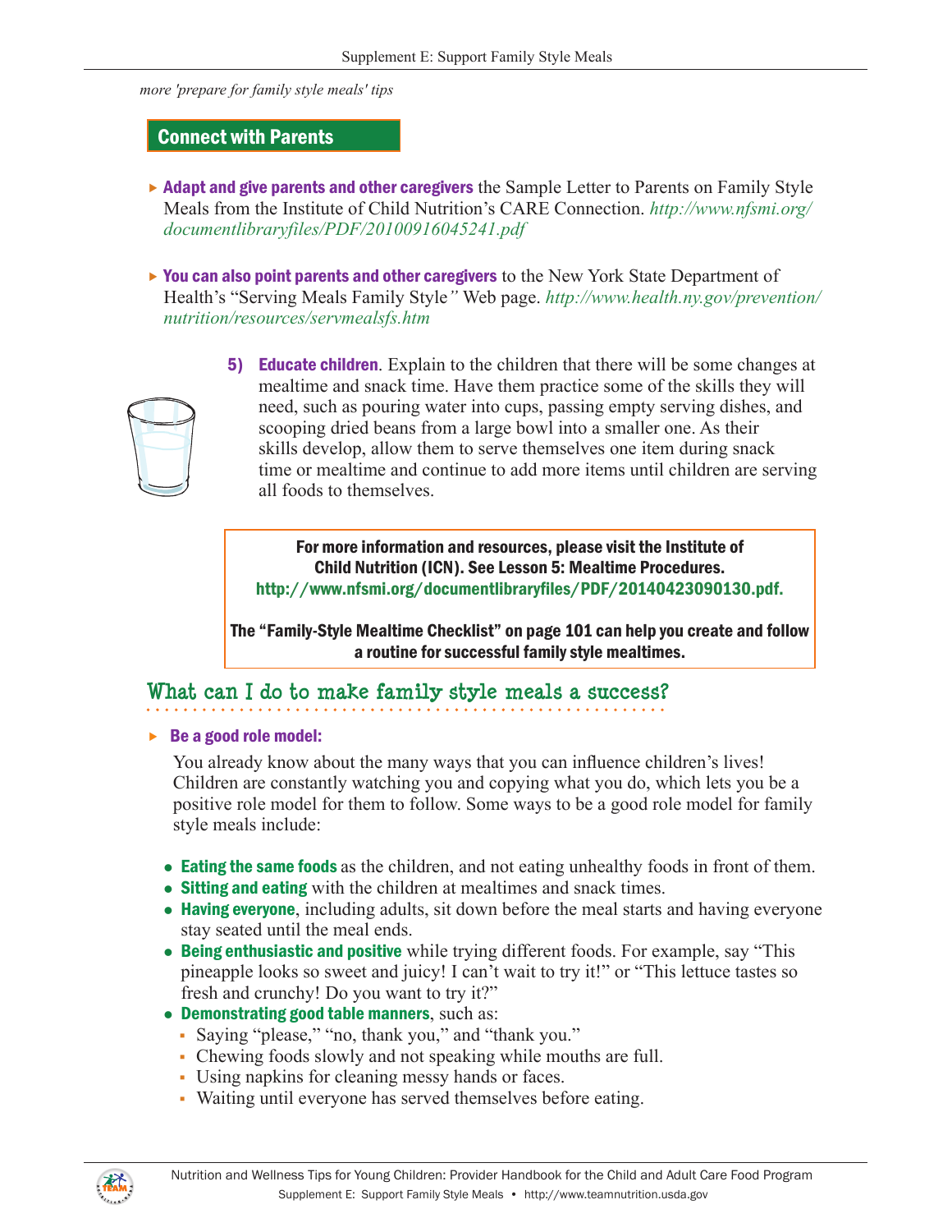*more 'prepare for family style meals' tips*

## Connect with Parents

- **Adapt and give parents and other caregivers** the Sample Letter to Parents on Family Style Meals from the Institute of Child Nutrition's CARE Connection. *http://www.nfsmi.org/documentlibraryfiles/PDF/20100916045241.pdf*

- **You can also point parents and other caregivers** to the New York State Department of Health's "Serving Meals Family Style" Web page. *http://www.health.ny.gov/prevention/nutrition/resources/servmealsfs.htm*

5) **Educate children**. Explain to the children that there will be some changes at mealtime and snack time. Have them practice some of the skills they will need, such as pouring water into cups, passing empty serving dishes, and scooping dried beans from a large bowl into a smaller one. As their skills develop, allow them to serve themselves one item during snack time or mealtime and continue to add more items until children are serving all foods to themselves.

> **For more information and resources, please visit the Institute of Child Nutrition (ICN). See Lesson 5: Mealtime Procedures.**
> **http://www.nfsmi.org/documentlibraryfiles/PDF/20140423090130.pdf.**
>
> **The "Family-Style Mealtime Checklist" on page 101 can help you create and follow a routine for successful family style mealtimes.**

## What can I do to make family style meals a success?

- **Be a good role model:**

  You already know about the many ways that you can influence children's lives! Children are constantly watching you and copying what you do, which lets you be a positive role model for them to follow. Some ways to be a good role model for family style meals include:

  - **Eating the same foods** as the children, and not eating unhealthy foods in front of them.
  - **Sitting and eating** with the children at mealtimes and snack times.
  - **Having everyone**, including adults, sit down before the meal starts and having everyone stay seated until the meal ends.
  - **Being enthusiastic and positive** while trying different foods. For example, say "This pineapple looks so sweet and juicy! I can't wait to try it!" or "This lettuce tastes so fresh and crunchy! Do you want to try it?"
  - **Demonstrating good table manners**, such as:
    - Saying "please," "no, thank you," and "thank you."
    - Chewing foods slowly and not speaking while mouths are full.
    - Using napkins for cleaning messy hands or faces.
    - Waiting until everyone has served themselves before eating.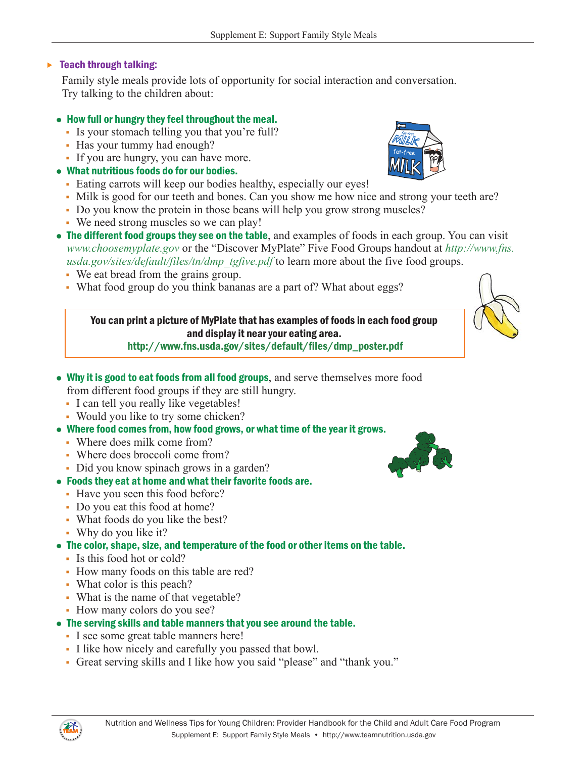### Teach through talking:

Family style meals provide lots of opportunity for social interaction and conversation. Try talking to the children about:

- **How full or hungry they feel throughout the meal.**
  - Is your stomach telling you that you're full?
  - Has your tummy had enough?
  - If you are hungry, you can have more.
- **What nutritious foods do for our bodies.**
  - Eating carrots will keep our bodies healthy, especially our eyes!
  - Milk is good for our teeth and bones. Can you show me how nice and strong your teeth are?
  - Do you know the protein in those beans will help you grow strong muscles?
  - We need strong muscles so we can play!
- **The different food groups they see on the table**, and examples of foods in each group. You can visit *www.choosemyplate.gov* or the "Discover MyPlate" Five Food Groups handout at *http://www.fns.usda.gov/sites/default/files/tn/dmp_tgfive.pdf* to learn more about the five food groups.
  - We eat bread from the grains group.
  - What food group do you think bananas are a part of? What about eggs?

> **You can print a picture of MyPlate that has examples of foods in each food group and display it near your eating area.**
> **http://www.fns.usda.gov/sites/default/files/dmp_poster.pdf**

- **Why it is good to eat foods from all food groups**, and serve themselves more food from different food groups if they are still hungry.
  - I can tell you really like vegetables!
  - Would you like to try some chicken?
- **Where food comes from, how food grows, or what time of the year it grows.**
  - Where does milk come from?
  - Where does broccoli come from?
  - Did you know spinach grows in a garden?
- **Foods they eat at home and what their favorite foods are.**
  - Have you seen this food before?
  - Do you eat this food at home?
  - What foods do you like the best?
  - Why do you like it?
- **The color, shape, size, and temperature of the food or other items on the table.**
  - Is this food hot or cold?
  - How many foods on this table are red?
  - What color is this peach?
  - What is the name of that vegetable?
  - How many colors do you see?
- **The serving skills and table manners that you see around the table.**
  - I see some great table manners here!
  - I like how nicely and carefully you passed that bowl.
  - Great serving skills and I like how you said "please" and "thank you."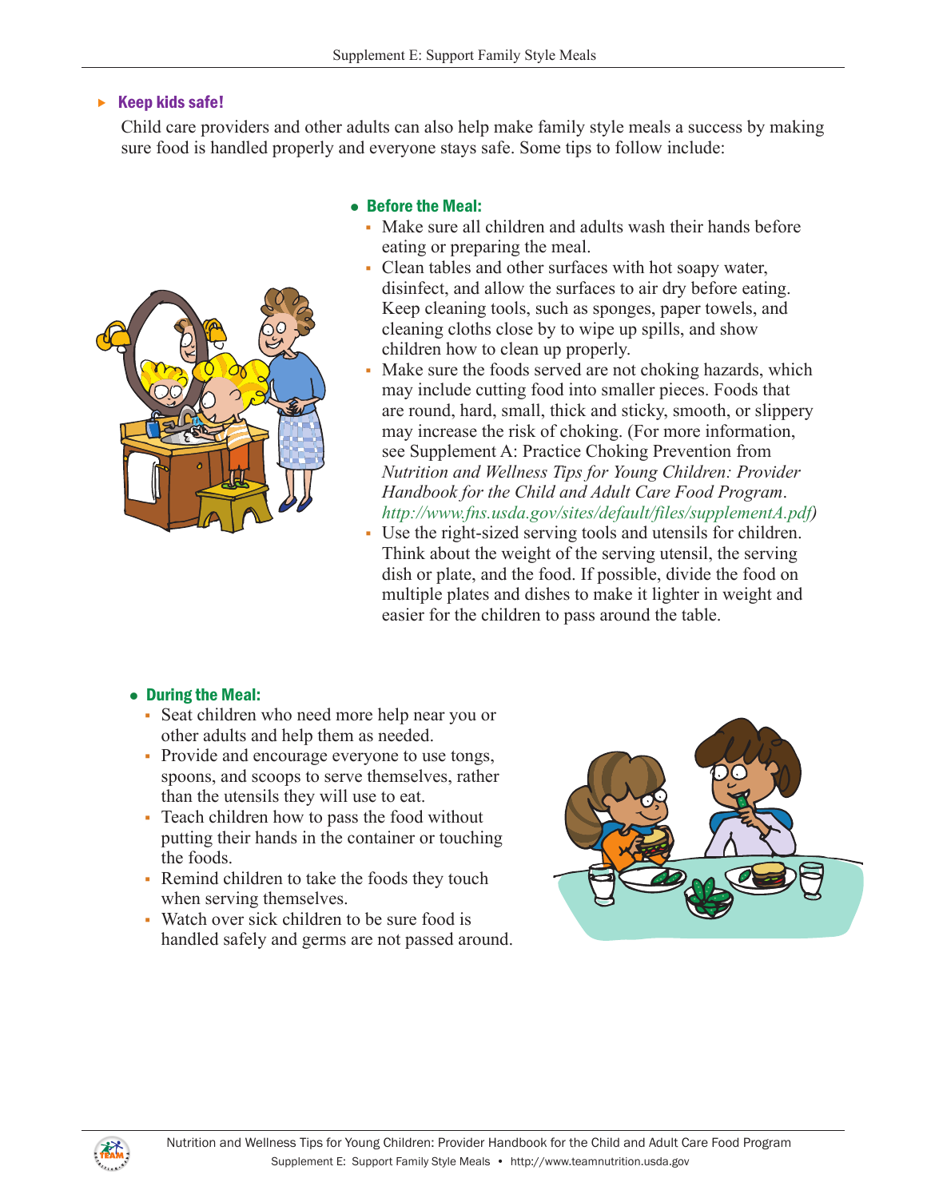## Keep kids safe!

Child care providers and other adults can also help make family style meals a success by making sure food is handled properly and everyone stays safe. Some tips to follow include:

- **Before the Meal:**
  - Make sure all children and adults wash their hands before eating or preparing the meal.
  - Clean tables and other surfaces with hot soapy water, disinfect, and allow the surfaces to air dry before eating. Keep cleaning tools, such as sponges, paper towels, and cleaning cloths close by to wipe up spills, and show children how to clean up properly.
  - Make sure the foods served are not choking hazards, which may include cutting food into smaller pieces. Foods that are round, hard, small, thick and sticky, smooth, or slippery may increase the risk of choking. (For more information, see Supplement A: Practice Choking Prevention from *Nutrition and Wellness Tips for Young Children: Provider Handbook for the Child and Adult Care Food Program*. *http://www.fns.usda.gov/sites/default/files/supplementA.pdf*)
  - Use the right-sized serving tools and utensils for children. Think about the weight of the serving utensil, the serving dish or plate, and the food. If possible, divide the food on multiple plates and dishes to make it lighter in weight and easier for the children to pass around the table.

- **During the Meal:**
  - Seat children who need more help near you or other adults and help them as needed.
  - Provide and encourage everyone to use tongs, spoons, and scoops to serve themselves, rather than the utensils they will use to eat.
  - Teach children how to pass the food without putting their hands in the container or touching the foods.
  - Remind children to take the foods they touch when serving themselves.
  - Watch over sick children to be sure food is handled safely and germs are not passed around.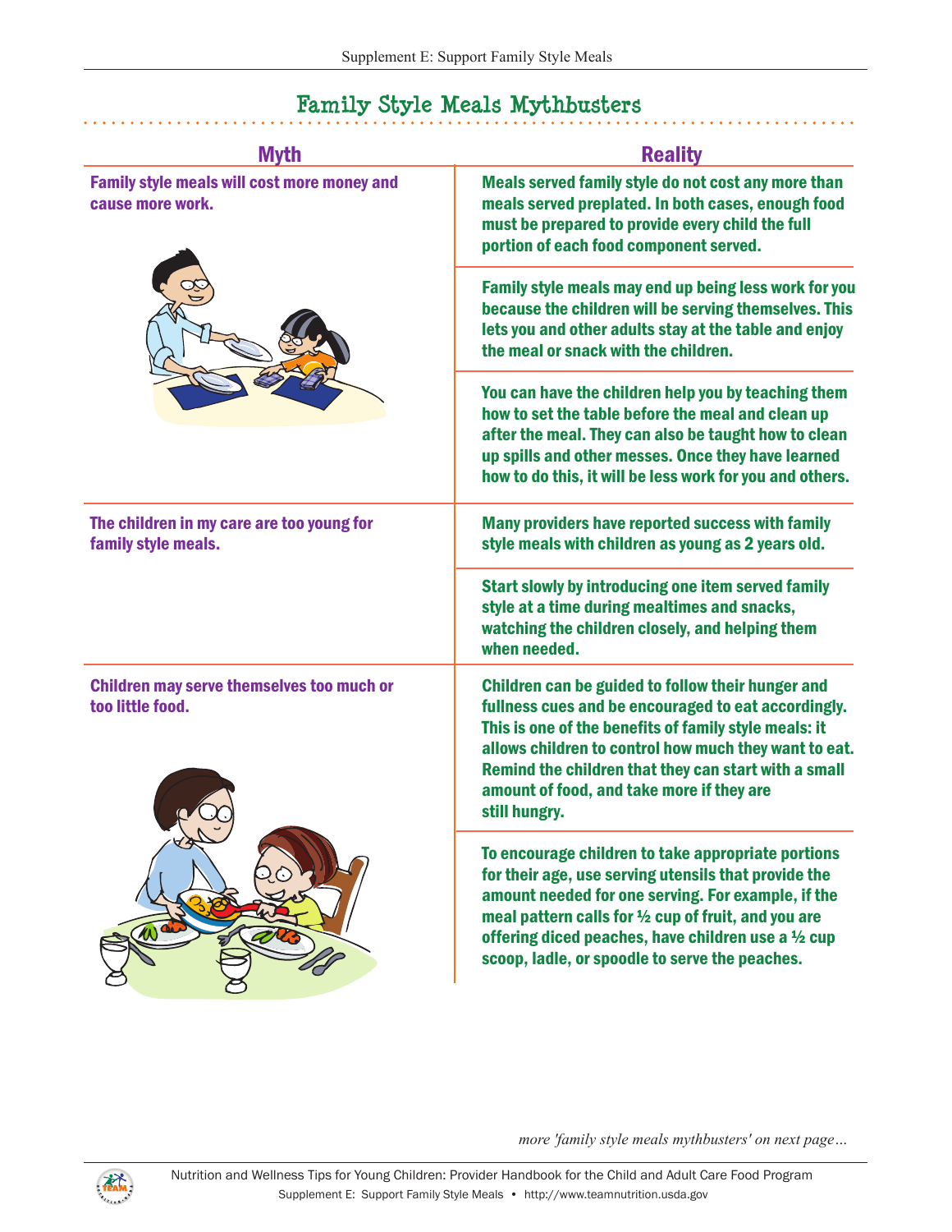## Family Style Meals Mythbusters

| Myth | Reality |
|---|---|
| Family style meals will cost more money and cause more work. | Meals served family style do not cost any more than meals served preplated. In both cases, enough food must be prepared to provide every child the full portion of each food component served. |
| | Family style meals may end up being less work for you because the children will be serving themselves. This lets you and other adults stay at the table and enjoy the meal or snack with the children. |
| | You can have the children help you by teaching them how to set the table before the meal and clean up after the meal. They can also be taught how to clean up spills and other messes. Once they have learned how to do this, it will be less work for you and others. |
| The children in my care are too young for family style meals. | Many providers have reported success with family style meals with children as young as 2 years old. |
| | Start slowly by introducing one item served family style at a time during mealtimes and snacks, watching the children closely, and helping them when needed. |
| Children may serve themselves too much or too little food. | Children can be guided to follow their hunger and fullness cues and be encouraged to eat accordingly. This is one of the benefits of family style meals: it allows children to control how much they want to eat. Remind the children that they can start with a small amount of food, and take more if they are still hungry. |
| | To encourage children to take appropriate portions for their age, use serving utensils that provide the amount needed for one serving. For example, if the meal pattern calls for ½ cup of fruit, and you are offering diced peaches, have children use a ½ cup scoop, ladle, or spoodle to serve the peaches. |

*more 'family style meals mythbusters' on next page…*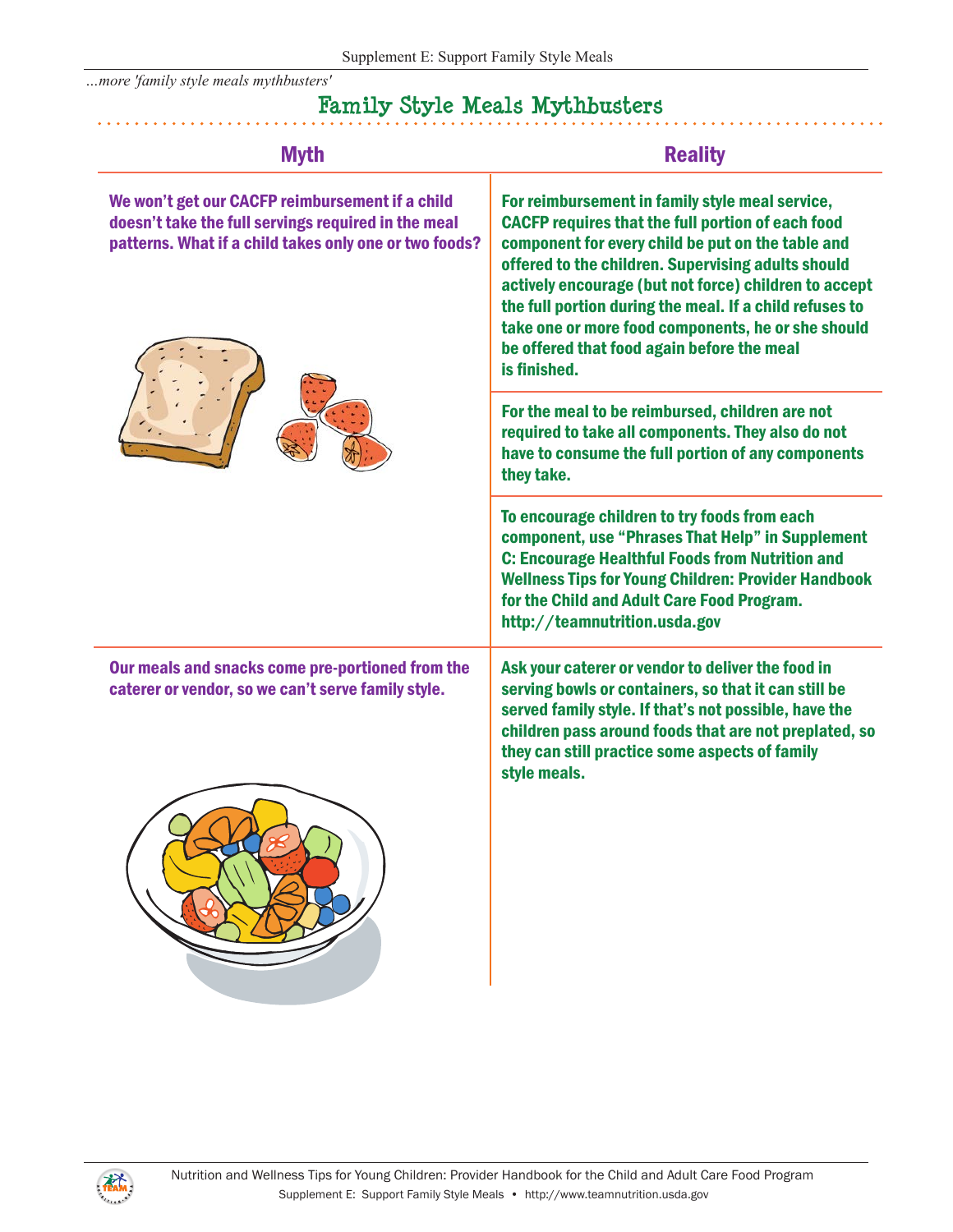*...more 'family style meals mythbusters'*

## Family Style Meals Mythbusters

| Myth | Reality |
|---|---|
| We won't get our CACFP reimbursement if a child doesn't take the full servings required in the meal patterns. What if a child takes only one or two foods? | For reimbursement in family style meal service, CACFP requires that the full portion of each food component for every child be put on the table and offered to the children. Supervising adults should actively encourage (but not force) children to accept the full portion during the meal. If a child refuses to take one or more food components, he or she should be offered that food again before the meal is finished. |
| | For the meal to be reimbursed, children are not required to take all components. They also do not have to consume the full portion of any components they take. |
| | To encourage children to try foods from each component, use "Phrases That Help" in Supplement C: Encourage Healthful Foods from Nutrition and Wellness Tips for Young Children: Provider Handbook for the Child and Adult Care Food Program. http://teamnutrition.usda.gov |
| Our meals and snacks come pre-portioned from the caterer or vendor, so we can't serve family style. | Ask your caterer or vendor to deliver the food in serving bowls or containers, so that it can still be served family style. If that's not possible, have the children pass around foods that are not preplated, so they can still practice some aspects of family style meals. |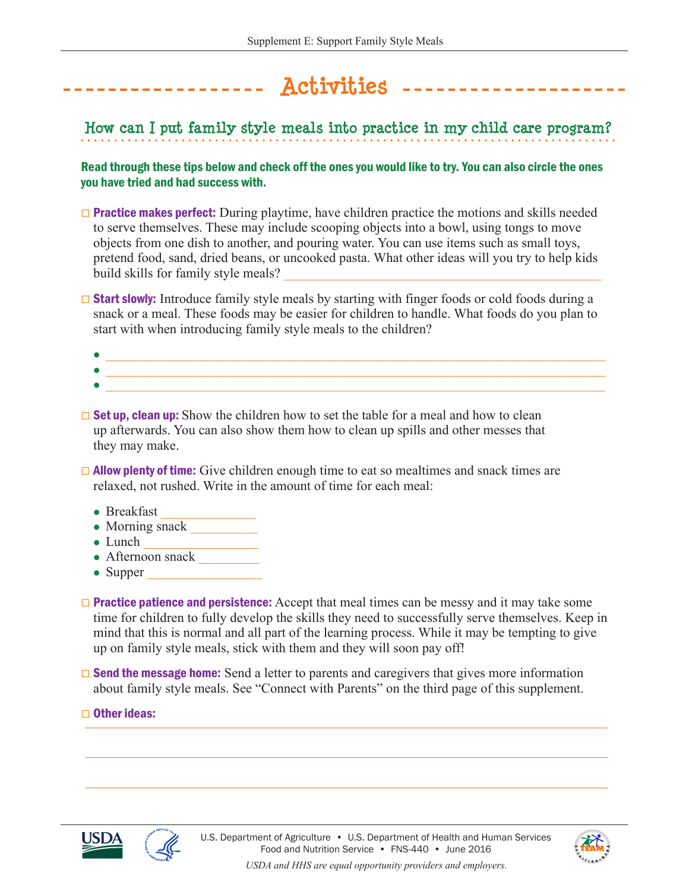# Activities

## How can I put family style meals into practice in my child care program?

**Read through these tips below and check off the ones you would like to try. You can also circle the ones you have tried and had success with.**

- ☐ **Practice makes perfect:** During playtime, have children practice the motions and skills needed to serve themselves. These may include scooping objects into a bowl, using tongs to move objects from one dish to another, and pouring water. You can use items such as small toys, pretend food, sand, dried beans, or uncooked pasta. What other ideas will you try to help kids build skills for family style meals? ______________________________

- ☐ **Start slowly:** Introduce family style meals by starting with finger foods or cold foods during a snack or a meal. These foods may be easier for children to handle. What foods do you plan to start with when introducing family style meals to the children?
  - ______________________________
  - ______________________________
  - ______________________________

- ☐ **Set up, clean up:** Show the children how to set the table for a meal and how to clean up afterwards. You can also show them how to clean up spills and other messes that they may make.

- ☐ **Allow plenty of time:** Give children enough time to eat so mealtimes and snack times are relaxed, not rushed. Write in the amount of time for each meal:
  - Breakfast ______________
  - Morning snack __________
  - Lunch _________________
  - Afternoon snack _________
  - Supper _________________

- ☐ **Practice patience and persistence:** Accept that meal times can be messy and it may take some time for children to fully develop the skills they need to successfully serve themselves. Keep in mind that this is normal and all part of the learning process. While it may be tempting to give up on family style meals, stick with them and they will soon pay off!

- ☐ **Send the message home:** Send a letter to parents and caregivers that gives more information about family style meals. See "Connect with Parents" on the third page of this supplement.

- ☐ **Other ideas:**

______________________________

______________________________

______________________________

U.S. Department of Agriculture • U.S. Department of Health and Human Services
Food and Nutrition Service • FNS-440 • June 2016

*USDA and HHS are equal opportunity providers and employers.*